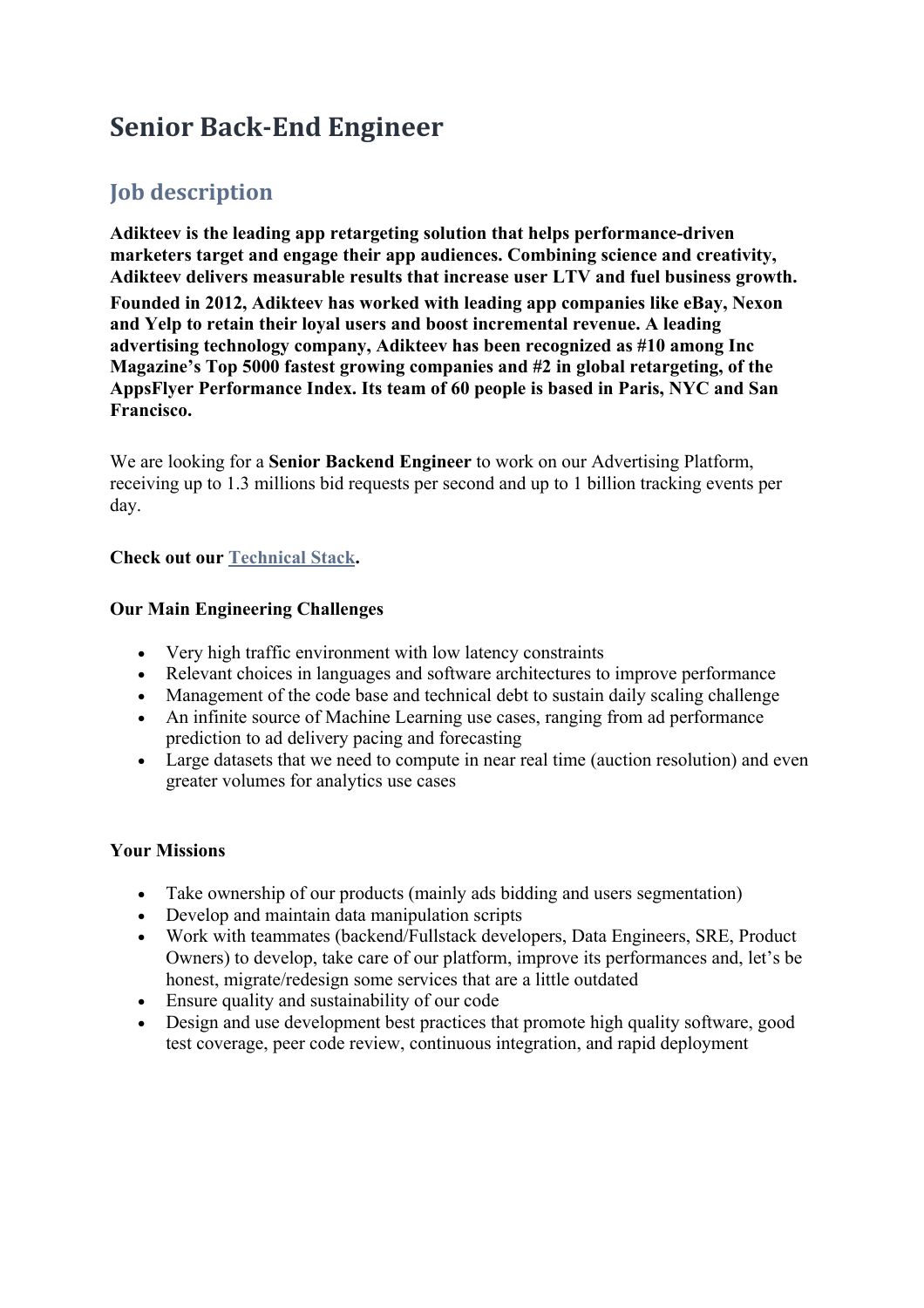# Senior Back-End Engineer

## Job description

**Adikteev is the leading app retargeting solution that helps performance-driven marketers target and engage their app audiences. Combining science and creativity, Adikteev delivers measurable results that increase user LTV and fuel business growth. Founded in 2012, Adikteev has worked with leading app companies like eBay, Nexon and Yelp to retain their loyal users and boost incremental revenue. A leading advertising technology company, Adikteev has been recognized as #10 among Inc Magazine's Top 5000 fastest growing companies and #2 in global retargeting, of the AppsFlyer Performance Index. Its team of 60 people is based in Paris, NYC and San Francisco.**

We are looking for a **Senior Backend Engineer** to work on our Advertising Platform, receiving up to 1.3 millions bid requests per second and up to 1 billion tracking events per day.

**Check out our Technical Stack.**

**Our Main Engineering Challenges**

- Very high traffic environment with low latency constraints
- Relevant choices in languages and software architectures to improve performance
- Management of the code base and technical debt to sustain daily scaling challenge
- An infinite source of Machine Learning use cases, ranging from ad performance prediction to ad delivery pacing and forecasting
- Large datasets that we need to compute in near real time (auction resolution) and even greater volumes for analytics use cases

**Your Missions**

- Take ownership of our products (mainly ads bidding and users segmentation)
- Develop and maintain data manipulation scripts
- Work with teammates (backend/Fullstack developers, Data Engineers, SRE, Product Owners) to develop, take care of our platform, improve its performances and, let's be honest, migrate/redesign some services that are a little outdated
- Ensure quality and sustainability of our code
- Design and use development best practices that promote high quality software, good test coverage, peer code review, continuous integration, and rapid deployment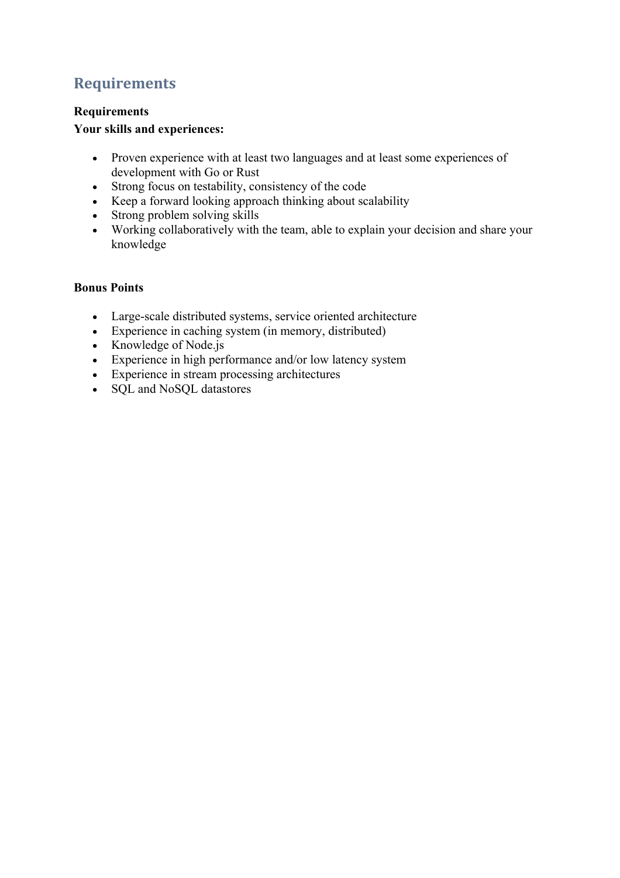## Requirements

**Requirements**

**Your skills and experiences:**

- Proven experience with at least two languages and at least some experiences of development with Go or Rust
- Strong focus on testability, consistency of the code
- Keep a forward looking approach thinking about scalability
- Strong problem solving skills
- Working collaboratively with the team, able to explain your decision and share your knowledge

**Bonus Points**

- Large-scale distributed systems, service oriented architecture
- Experience in caching system (in memory, distributed)
- Knowledge of Node.js
- Experience in high performance and/or low latency system
- Experience in stream processing architectures
- SQL and NoSQL datastores